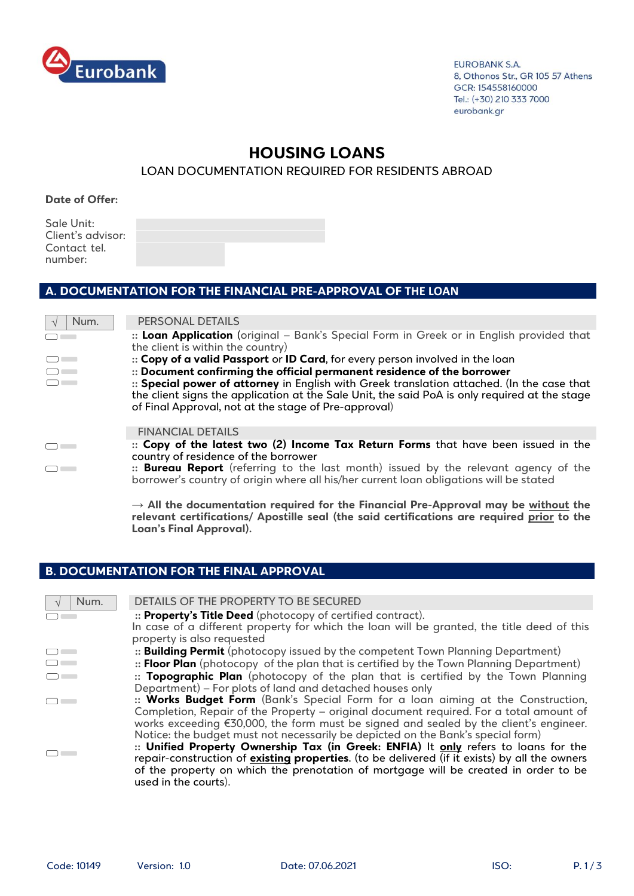EUROBANK S.A.
8, Othonos Str., GR 105 57 Athens
GCR: 154558160000
Tel.: (+30) 210 333 7000
eurobank.gr

# HOUSING LOANS

## LOAN DOCUMENTATION REQUIRED FOR RESIDENTS ABROAD

**Date of Offer:**

Sale Unit:
Client's advisor:
Contact tel. number:

## A. DOCUMENTATION FOR THE FINANCIAL PRE-APPROVAL OF THE LOAN

| √ | Num. | PERSONAL DETAILS |
|---|---|---|
| ☐ | | :: **Loan Application** (original – Bank's Special Form in Greek or in English provided that the client is within the country) |
| ☐ | | :: **Copy of a valid Passport** or **ID Card**, for every person involved in the loan |
| ☐ | | :: **Document confirming the official permanent residence of the borrower** |
| ☐ | | :: **Special power of attorney** in English with Greek translation attached. (In the case that the client signs the application at the Sale Unit, the said PoA is only required at the stage of Final Approval, not at the stage of Pre-approval) |
| | | FINANCIAL DETAILS |
| ☐ | | :: **Copy of the latest two (2) Income Tax Return Forms** that have been issued in the country of residence of the borrower |
| ☐ | | :: **Bureau Report** (referring to the last month) issued by the relevant agency of the borrower's country of origin where all his/her current loan obligations will be stated |

→ **All the documentation required for the Financial Pre-Approval may be <u>without</u> the relevant certifications/ Apostille seal (the said certifications are required <u>prior</u> to the Loan's Final Approval).**

## B. DOCUMENTATION FOR THE FINAL APPROVAL

| √ | Num. | DETAILS OF THE PROPERTY TO BE SECURED |
|---|---|---|
| ☐ | | :: **Property's Title Deed** (photocopy of certified contract). In case of a different property for which the loan will be granted, the title deed of this property is also requested |
| ☐ | | :: **Building Permit** (photocopy issued by the competent Town Planning Department) |
| ☐ | | :: **Floor Plan** (photocopy of the plan that is certified by the Town Planning Department) |
| ☐ | | :: **Topographic Plan** (photocopy of the plan that is certified by the Town Planning Department) – For plots of land and detached houses only |
| ☐ | | :: **Works Budget Form** (Bank's Special Form for a loan aiming at the Construction, Completion, Repair of the Property – original document required. For a total amount of works exceeding €30,000, the form must be signed and sealed by the client's engineer. Notice: the budget must not necessarily be depicted on the Bank's special form) |
| ☐ | | :: **Unified Property Ownership Tax (in Greek: ENFIA)** It <u>only</u> refers to loans for the repair-construction of **<u>existing</u> properties**. (to be delivered (if it exists) by all the owners of the property on which the prenotation of mortgage will be created in order to be used in the courts). |

Code: 10149 Version: 1.0 Date: 07.06.2021 ISO: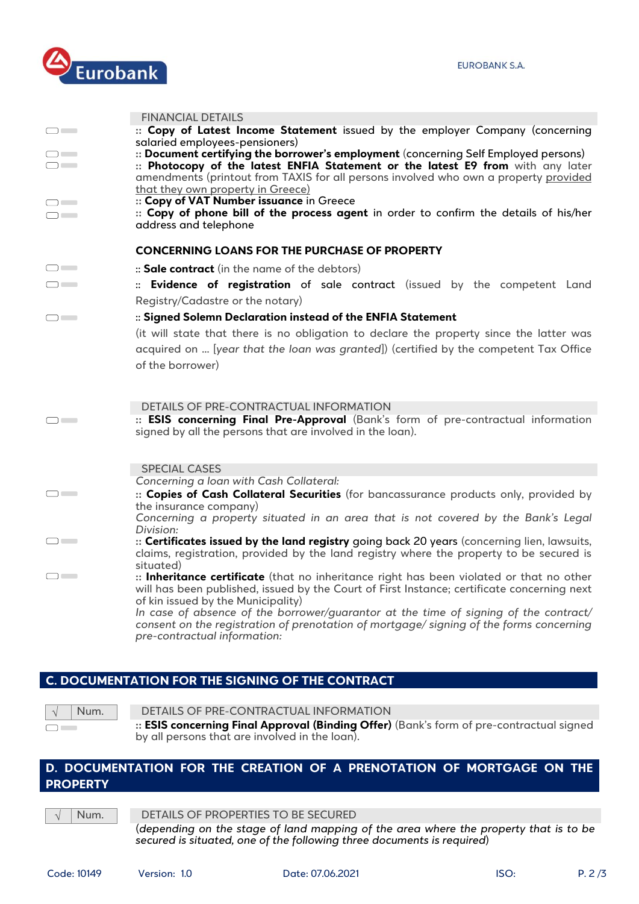FINANCIAL DETAILS

:: **Copy of Latest Income Statement** issued by the employer Company (concerning salaried employees-pensioners)

:: **Document certifying the borrower's employment** (concerning Self Employed persons)

:: **Photocopy of the latest ENFIA Statement or the latest E9 from** with any later amendments (printout from TAXIS for all persons involved who own a property provided that they own property in Greece)

:: **Copy of VAT Number issuance** in Greece

:: **Copy of phone bill of the process agent** in order to confirm the details of his/her address and telephone

**CONCERNING LOANS FOR THE PURCHASE OF PROPERTY**

:: **Sale contract** (in the name of the debtors)

:: **Evidence of registration** of sale contract (issued by the competent Land Registry/Cadastre or the notary)

:: **Signed Solemn Declaration instead of the ENFIA Statement**

(it will state that there is no obligation to declare the property since the latter was acquired on ... [*year that the loan was granted*]) (certified by the competent Tax Office of the borrower)

DETAILS OF PRE-CONTRACTUAL INFORMATION

:: **ESIS concerning Final Pre-Approval** (Bank's form of pre-contractual information signed by all the persons that are involved in the loan).

SPECIAL CASES

*Concerning a loan with Cash Collateral:*

:: **Copies of Cash Collateral Securities** (for bancassurance products only, provided by the insurance company)

*Concerning a property situated in an area that is not covered by the Bank's Legal Division:*

:: **Certificates issued by the land registry** going back 20 years (concerning lien, lawsuits, claims, registration, provided by the land registry where the property to be secured is situated)

:: **Inheritance certificate** (that no inheritance right has been violated or that no other will has been published, issued by the Court of First Instance; certificate concerning next of kin issued by the Municipality)

*In case of absence of the borrower/guarantor at the time of signing of the contract/ consent on the registration of prenotation of mortgage/ signing of the forms concerning pre-contractual information:*

## C. DOCUMENTATION FOR THE SIGNING OF THE CONTRACT

| √ | Num. |
|---|---|

DETAILS OF PRE-CONTRACTUAL INFORMATION

:: **ESIS concerning Final Approval (Binding Offer)** (Bank's form of pre-contractual signed by all persons that are involved in the loan).

## D. DOCUMENTATION FOR THE CREATION OF A PRENOTATION OF MORTGAGE ON THE PROPERTY

| √ | Num. |
|---|---|

DETAILS OF PROPERTIES TO BE SECURED

(*depending on the stage of land mapping of the area where the property that is to be secured is situated, one of the following three documents is required*)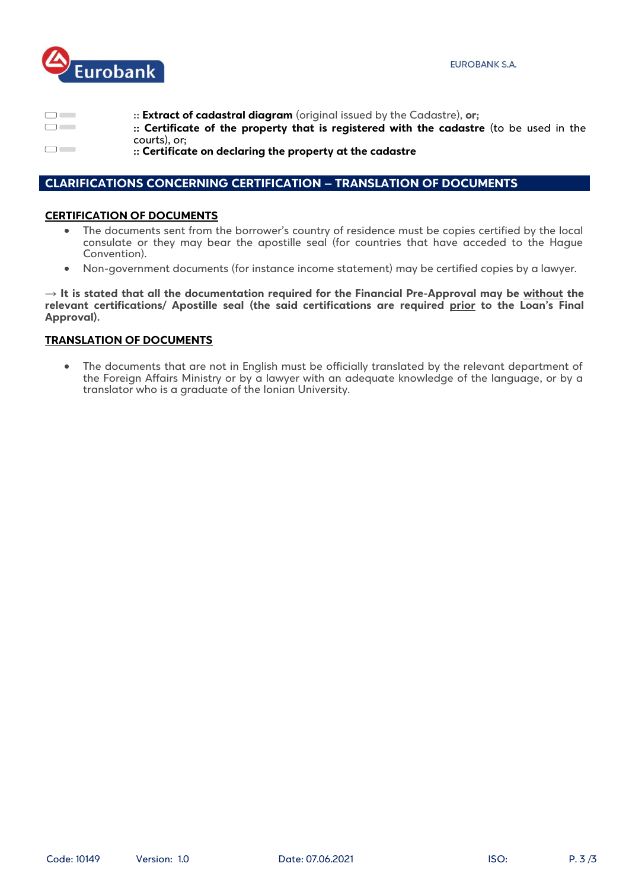- :: **Extract of cadastral diagram** (original issued by the Cadastre), **or;**
- :: **Certificate of the property that is registered with the cadastre** (to be used in the courts), or;
- :: **Certificate on declaring the property at the cadastre**

## CLARIFICATIONS CONCERNING CERTIFICATION – TRANSLATION OF DOCUMENTS

### CERTIFICATION OF DOCUMENTS

- The documents sent from the borrower's country of residence must be copies certified by the local consulate or they may bear the apostille seal (for countries that have acceded to the Hague Convention).
- Non-government documents (for instance income statement) may be certified copies by a lawyer.

**→ It is stated that all the documentation required for the Financial Pre-Approval may be <u>without</u> the relevant certifications/ Apostille seal (the said certifications are required <u>prior</u> to the Loan's Final Approval).**

### TRANSLATION OF DOCUMENTS

- The documents that are not in English must be officially translated by the relevant department of the Foreign Affairs Ministry or by a lawyer with an adequate knowledge of the language, or by a translator who is a graduate of the Ionian University.